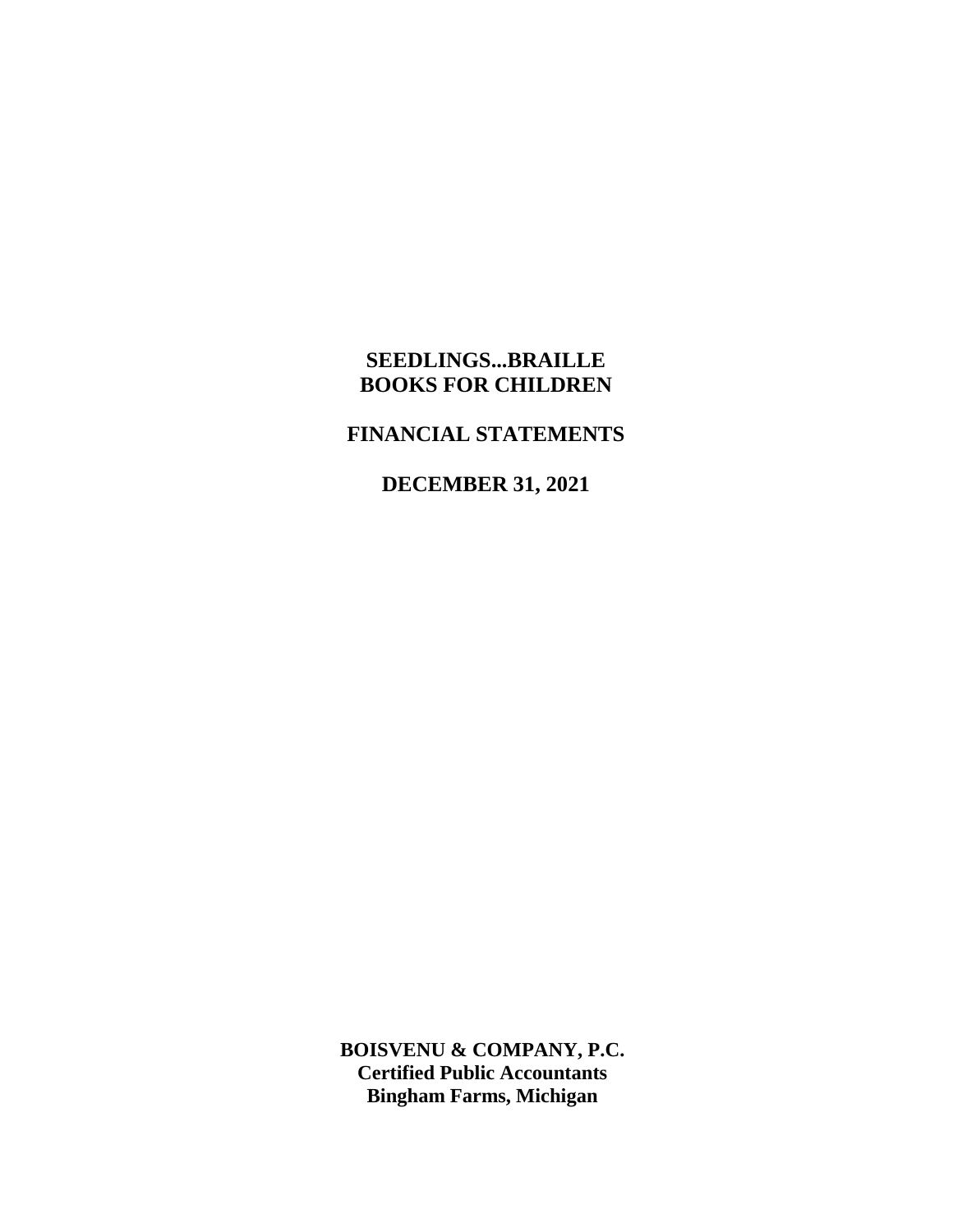# SEEDLINGS...BRAILLE BOOKS FOR CHILDREN

## FINANCIAL STATEMENTS

## DECEMBER 31, 2021

**BOISVENU & COMPANY, P.C.**
**Certified Public Accountants**
**Bingham Farms, Michigan**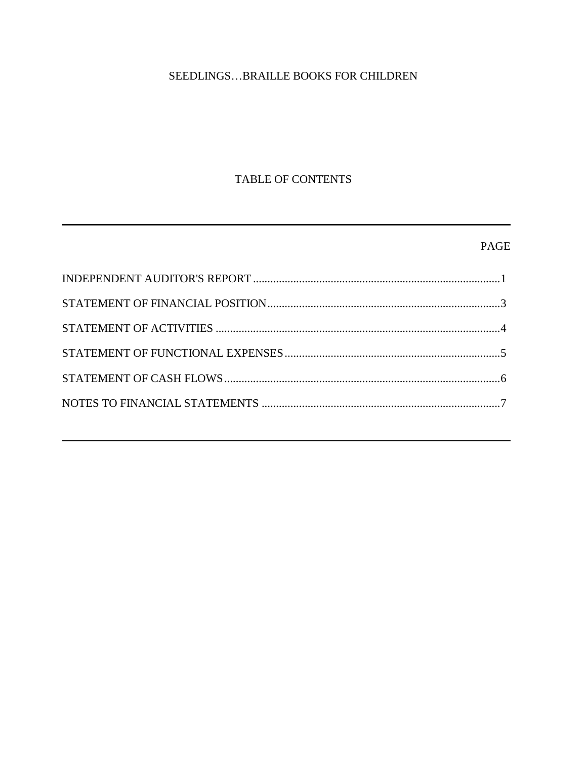# SEEDLINGS…BRAILLE BOOKS FOR CHILDREN

## TABLE OF CONTENTS

| | PAGE |
|---|---|
| INDEPENDENT AUDITOR'S REPORT | 1 |
| STATEMENT OF FINANCIAL POSITION | 3 |
| STATEMENT OF ACTIVITIES | 4 |
| STATEMENT OF FUNCTIONAL EXPENSES | 5 |
| STATEMENT OF CASH FLOWS | 6 |
| NOTES TO FINANCIAL STATEMENTS | 7 |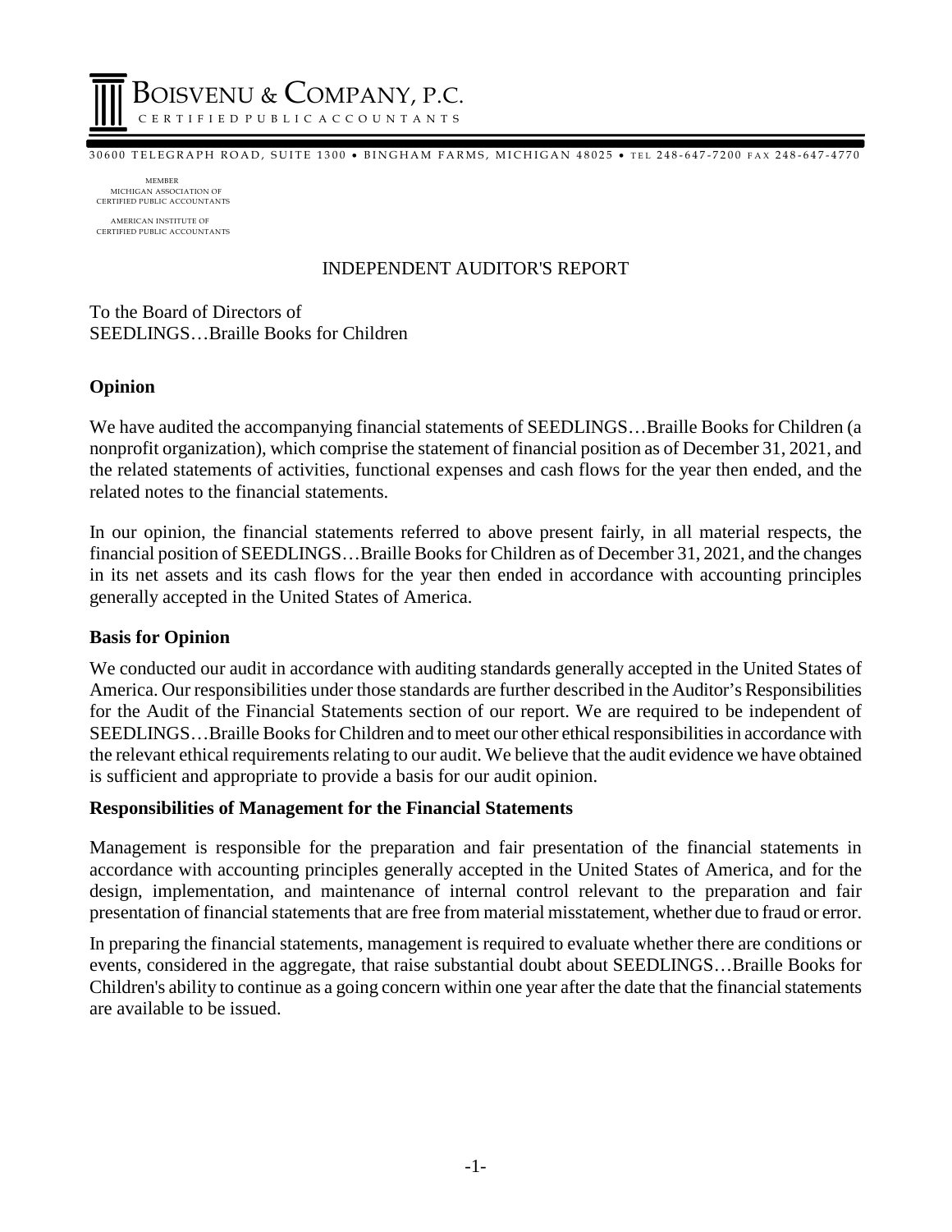# BOISVENU & COMPANY, P.C.

CERTIFIED PUBLIC ACCOUNTANTS

30600 TELEGRAPH ROAD, SUITE 1300 • BINGHAM FARMS, MICHIGAN 48025 • TEL 248-647-7200 FAX 248-647-4770

MEMBER
MICHIGAN ASSOCIATION OF
CERTIFIED PUBLIC ACCOUNTANTS

AMERICAN INSTITUTE OF
CERTIFIED PUBLIC ACCOUNTANTS

## INDEPENDENT AUDITOR'S REPORT

To the Board of Directors of
SEEDLINGS…Braille Books for Children

### Opinion

We have audited the accompanying financial statements of SEEDLINGS…Braille Books for Children (a nonprofit organization), which comprise the statement of financial position as of December 31, 2021, and the related statements of activities, functional expenses and cash flows for the year then ended, and the related notes to the financial statements.

In our opinion, the financial statements referred to above present fairly, in all material respects, the financial position of SEEDLINGS…Braille Books for Children as of December 31, 2021, and the changes in its net assets and its cash flows for the year then ended in accordance with accounting principles generally accepted in the United States of America.

### Basis for Opinion

We conducted our audit in accordance with auditing standards generally accepted in the United States of America. Our responsibilities under those standards are further described in the Auditor's Responsibilities for the Audit of the Financial Statements section of our report. We are required to be independent of SEEDLINGS…Braille Books for Children and to meet our other ethical responsibilities in accordance with the relevant ethical requirements relating to our audit. We believe that the audit evidence we have obtained is sufficient and appropriate to provide a basis for our audit opinion.

### Responsibilities of Management for the Financial Statements

Management is responsible for the preparation and fair presentation of the financial statements in accordance with accounting principles generally accepted in the United States of America, and for the design, implementation, and maintenance of internal control relevant to the preparation and fair presentation of financial statements that are free from material misstatement, whether due to fraud or error.

In preparing the financial statements, management is required to evaluate whether there are conditions or events, considered in the aggregate, that raise substantial doubt about SEEDLINGS…Braille Books for Children's ability to continue as a going concern within one year after the date that the financial statements are available to be issued.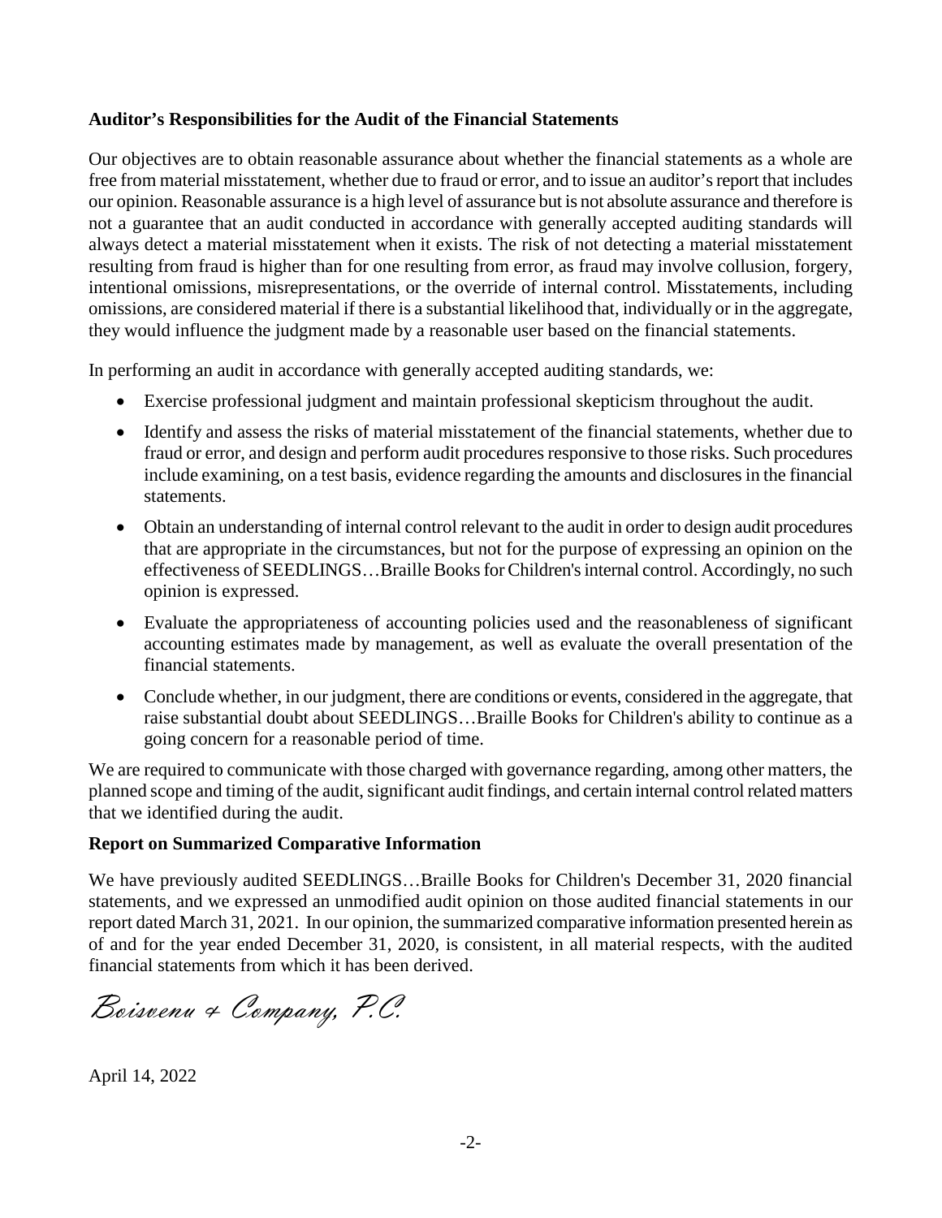**Auditor's Responsibilities for the Audit of the Financial Statements**

Our objectives are to obtain reasonable assurance about whether the financial statements as a whole are free from material misstatement, whether due to fraud or error, and to issue an auditor's report that includes our opinion. Reasonable assurance is a high level of assurance but is not absolute assurance and therefore is not a guarantee that an audit conducted in accordance with generally accepted auditing standards will always detect a material misstatement when it exists. The risk of not detecting a material misstatement resulting from fraud is higher than for one resulting from error, as fraud may involve collusion, forgery, intentional omissions, misrepresentations, or the override of internal control. Misstatements, including omissions, are considered material if there is a substantial likelihood that, individually or in the aggregate, they would influence the judgment made by a reasonable user based on the financial statements.

In performing an audit in accordance with generally accepted auditing standards, we:

- Exercise professional judgment and maintain professional skepticism throughout the audit.
- Identify and assess the risks of material misstatement of the financial statements, whether due to fraud or error, and design and perform audit procedures responsive to those risks. Such procedures include examining, on a test basis, evidence regarding the amounts and disclosures in the financial statements.
- Obtain an understanding of internal control relevant to the audit in order to design audit procedures that are appropriate in the circumstances, but not for the purpose of expressing an opinion on the effectiveness of SEEDLINGS…Braille Books for Children's internal control. Accordingly, no such opinion is expressed.
- Evaluate the appropriateness of accounting policies used and the reasonableness of significant accounting estimates made by management, as well as evaluate the overall presentation of the financial statements.
- Conclude whether, in our judgment, there are conditions or events, considered in the aggregate, that raise substantial doubt about SEEDLINGS…Braille Books for Children's ability to continue as a going concern for a reasonable period of time.

We are required to communicate with those charged with governance regarding, among other matters, the planned scope and timing of the audit, significant audit findings, and certain internal control related matters that we identified during the audit.

**Report on Summarized Comparative Information**

We have previously audited SEEDLINGS…Braille Books for Children's December 31, 2020 financial statements, and we expressed an unmodified audit opinion on those audited financial statements in our report dated March 31, 2021. In our opinion, the summarized comparative information presented herein as of and for the year ended December 31, 2020, is consistent, in all material respects, with the audited financial statements from which it has been derived.

*Boisvenu & Company, P.C.*

April 14, 2022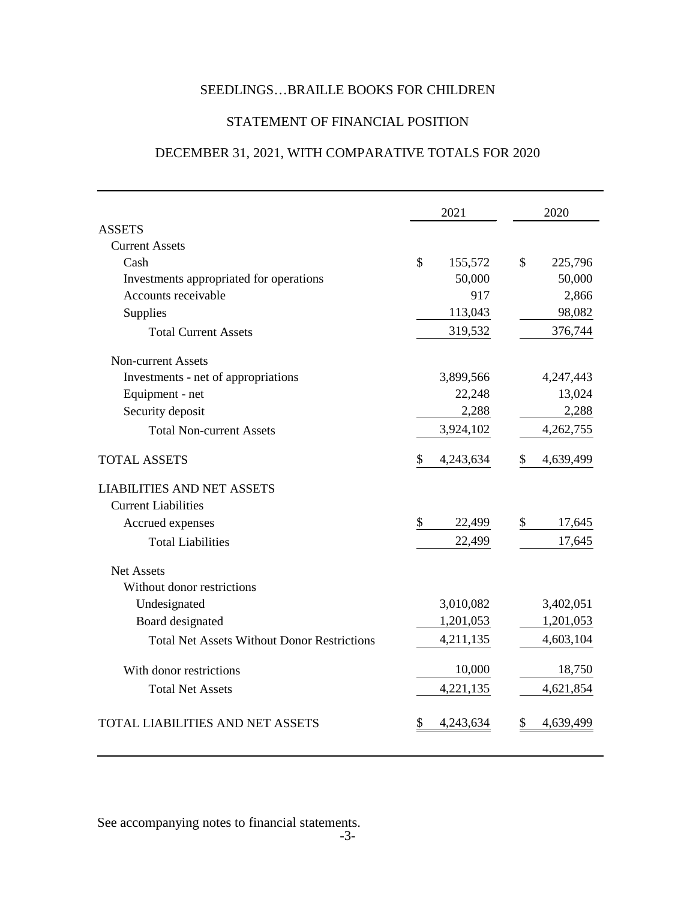# SEEDLINGS…BRAILLE BOOKS FOR CHILDREN

## STATEMENT OF FINANCIAL POSITION

## DECEMBER 31, 2021, WITH COMPARATIVE TOTALS FOR 2020

| | 2021 | 2020 |
|---|---|---|
| **ASSETS** | | |
| Current Assets | | |
| Cash | $ 155,572 | $ 225,796 |
| Investments appropriated for operations | 50,000 | 50,000 |
| Accounts receivable | 917 | 2,866 |
| Supplies | 113,043 | 98,082 |
| Total Current Assets | 319,532 | 376,744 |
| Non-current Assets | | |
| Investments - net of appropriations | 3,899,566 | 4,247,443 |
| Equipment - net | 22,248 | 13,024 |
| Security deposit | 2,288 | 2,288 |
| Total Non-current Assets | 3,924,102 | 4,262,755 |
| TOTAL ASSETS | $ 4,243,634 | $ 4,639,499 |
| **LIABILITIES AND NET ASSETS** | | |
| Current Liabilities | | |
| Accrued expenses | $ 22,499 | $ 17,645 |
| Total Liabilities | 22,499 | 17,645 |
| Net Assets | | |
| Without donor restrictions | | |
| Undesignated | 3,010,082 | 3,402,051 |
| Board designated | 1,201,053 | 1,201,053 |
| Total Net Assets Without Donor Restrictions | 4,211,135 | 4,603,104 |
| With donor restrictions | 10,000 | 18,750 |
| Total Net Assets | 4,221,135 | 4,621,854 |
| TOTAL LIABILITIES AND NET ASSETS | $ 4,243,634 | $ 4,639,499 |

See accompanying notes to financial statements.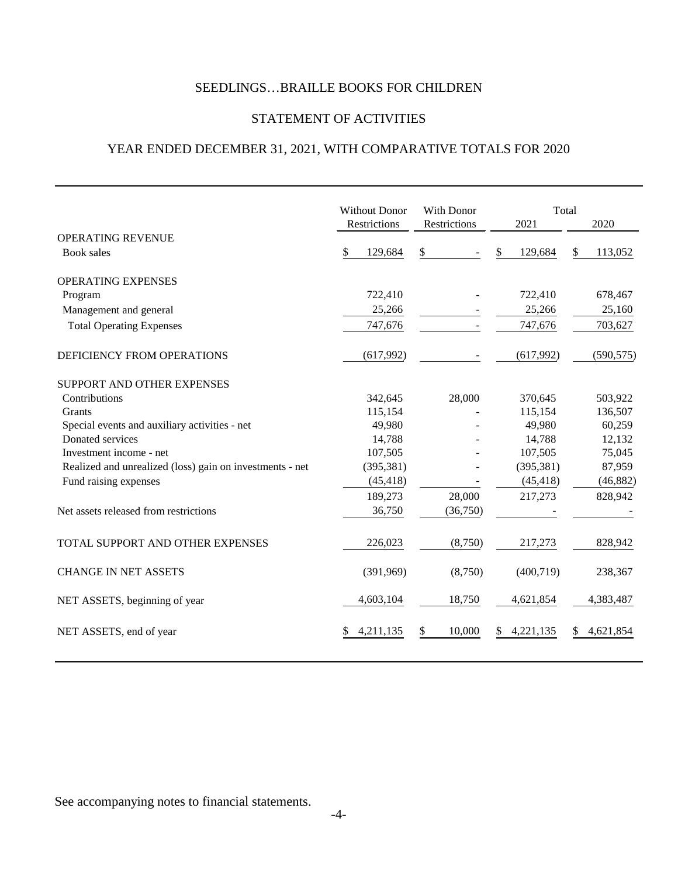# SEEDLINGS…BRAILLE BOOKS FOR CHILDREN

## STATEMENT OF ACTIVITIES

## YEAR ENDED DECEMBER 31, 2021, WITH COMPARATIVE TOTALS FOR 2020

| | Without Donor Restrictions | With Donor Restrictions | Total 2021 | Total 2020 |
|---|---|---|---|---|
| OPERATING REVENUE | | | | |
| Book sales | $ 129,684 | $ - | $ 129,684 | $ 113,052 |
| OPERATING EXPENSES | | | | |
| Program | 722,410 | - | 722,410 | 678,467 |
| Management and general | 25,266 | - | 25,266 | 25,160 |
| Total Operating Expenses | 747,676 | - | 747,676 | 703,627 |
| DEFICIENCY FROM OPERATIONS | (617,992) | - | (617,992) | (590,575) |
| SUPPORT AND OTHER EXPENSES | | | | |
| Contributions | 342,645 | 28,000 | 370,645 | 503,922 |
| Grants | 115,154 | - | 115,154 | 136,507 |
| Special events and auxiliary activities - net | 49,980 | - | 49,980 | 60,259 |
| Donated services | 14,788 | - | 14,788 | 12,132 |
| Investment income - net | 107,505 | - | 107,505 | 75,045 |
| Realized and unrealized (loss) gain on investments - net | (395,381) | - | (395,381) | 87,959 |
| Fund raising expenses | (45,418) | - | (45,418) | (46,882) |
| | 189,273 | 28,000 | 217,273 | 828,942 |
| Net assets released from restrictions | 36,750 | (36,750) | - | - |
| TOTAL SUPPORT AND OTHER EXPENSES | 226,023 | (8,750) | 217,273 | 828,942 |
| CHANGE IN NET ASSETS | (391,969) | (8,750) | (400,719) | 238,367 |
| NET ASSETS, beginning of year | 4,603,104 | 18,750 | 4,621,854 | 4,383,487 |
| NET ASSETS, end of year | $ 4,211,135 | $ 10,000 | $ 4,221,135 | $ 4,621,854 |

See accompanying notes to financial statements.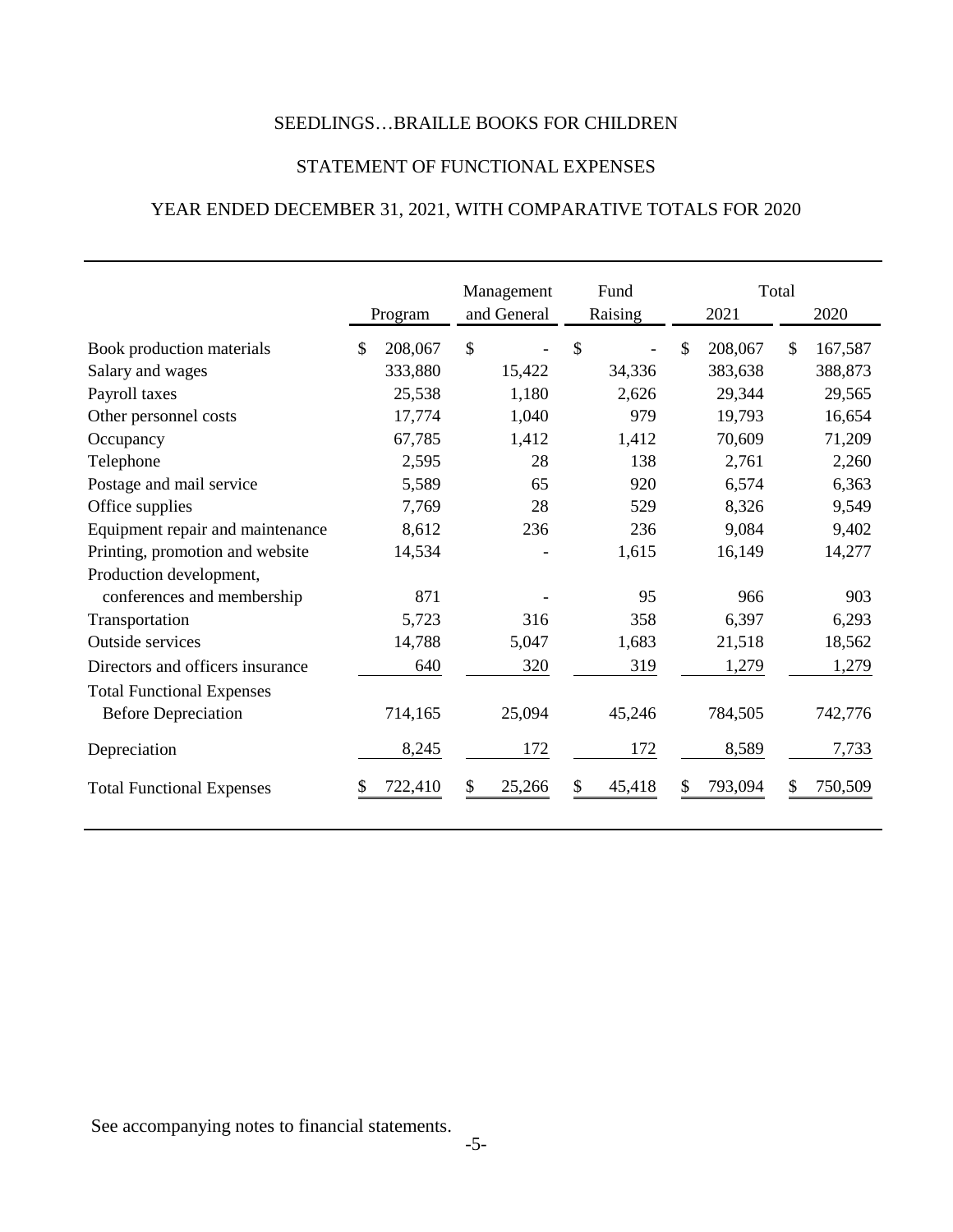# SEEDLINGS…BRAILLE BOOKS FOR CHILDREN

## STATEMENT OF FUNCTIONAL EXPENSES

### YEAR ENDED DECEMBER 31, 2021, WITH COMPARATIVE TOTALS FOR 2020

| | Program | Management and General | Fund Raising | Total 2021 | Total 2020 |
|---|---|---|---|---|---|
| Book production materials | $ 208,067 | $ - | $ - | $ 208,067 | $ 167,587 |
| Salary and wages | 333,880 | 15,422 | 34,336 | 383,638 | 388,873 |
| Payroll taxes | 25,538 | 1,180 | 2,626 | 29,344 | 29,565 |
| Other personnel costs | 17,774 | 1,040 | 979 | 19,793 | 16,654 |
| Occupancy | 67,785 | 1,412 | 1,412 | 70,609 | 71,209 |
| Telephone | 2,595 | 28 | 138 | 2,761 | 2,260 |
| Postage and mail service | 5,589 | 65 | 920 | 6,574 | 6,363 |
| Office supplies | 7,769 | 28 | 529 | 8,326 | 9,549 |
| Equipment repair and maintenance | 8,612 | 236 | 236 | 9,084 | 9,402 |
| Printing, promotion and website | 14,534 | - | 1,615 | 16,149 | 14,277 |
| Production development, conferences and membership | 871 | - | 95 | 966 | 903 |
| Transportation | 5,723 | 316 | 358 | 6,397 | 6,293 |
| Outside services | 14,788 | 5,047 | 1,683 | 21,518 | 18,562 |
| Directors and officers insurance | 640 | 320 | 319 | 1,279 | 1,279 |
| Total Functional Expenses Before Depreciation | 714,165 | 25,094 | 45,246 | 784,505 | 742,776 |
| Depreciation | 8,245 | 172 | 172 | 8,589 | 7,733 |
| Total Functional Expenses | $ 722,410 | $ 25,266 | $ 45,418 | $ 793,094 | $ 750,509 |

See accompanying notes to financial statements.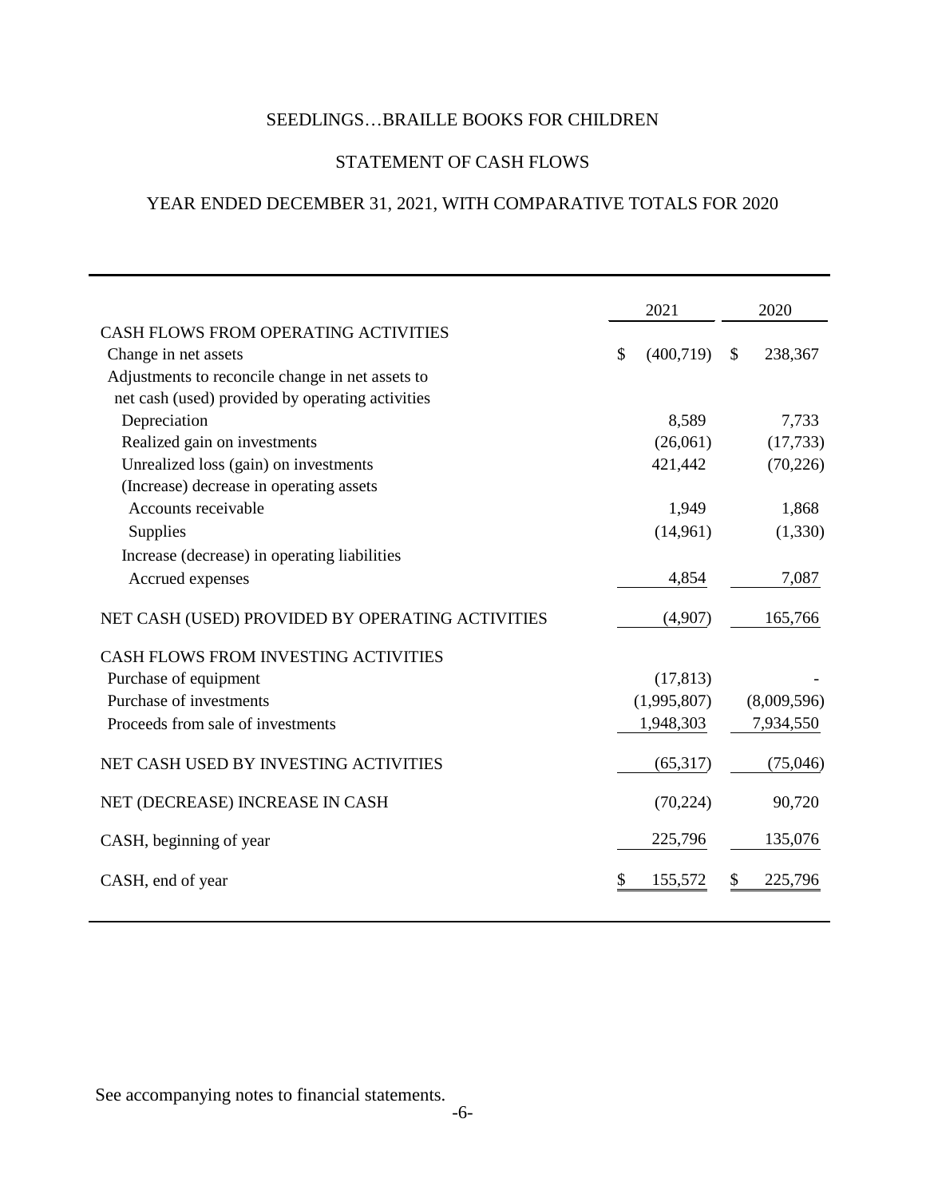# SEEDLINGS…BRAILLE BOOKS FOR CHILDREN

## STATEMENT OF CASH FLOWS

## YEAR ENDED DECEMBER 31, 2021, WITH COMPARATIVE TOTALS FOR 2020

| | 2021 | 2020 |
|---|---|---|
| CASH FLOWS FROM OPERATING ACTIVITIES | | |
| Change in net assets | $ (400,719) | $ 238,367 |
| Adjustments to reconcile change in net assets to net cash (used) provided by operating activities | | |
| Depreciation | 8,589 | 7,733 |
| Realized gain on investments | (26,061) | (17,733) |
| Unrealized loss (gain) on investments | 421,442 | (70,226) |
| (Increase) decrease in operating assets | | |
| Accounts receivable | 1,949 | 1,868 |
| Supplies | (14,961) | (1,330) |
| Increase (decrease) in operating liabilities | | |
| Accrued expenses | 4,854 | 7,087 |
| NET CASH (USED) PROVIDED BY OPERATING ACTIVITIES | (4,907) | 165,766 |
| CASH FLOWS FROM INVESTING ACTIVITIES | | |
| Purchase of equipment | (17,813) | - |
| Purchase of investments | (1,995,807) | (8,009,596) |
| Proceeds from sale of investments | 1,948,303 | 7,934,550 |
| NET CASH USED BY INVESTING ACTIVITIES | (65,317) | (75,046) |
| NET (DECREASE) INCREASE IN CASH | (70,224) | 90,720 |
| CASH, beginning of year | 225,796 | 135,076 |
| CASH, end of year | $ 155,572 | $ 225,796 |

See accompanying notes to financial statements.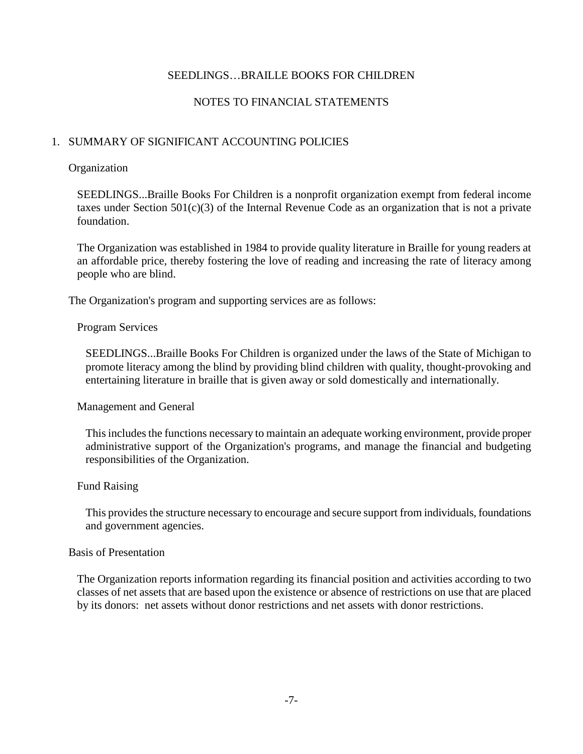# SEEDLINGS…BRAILLE BOOKS FOR CHILDREN

## NOTES TO FINANCIAL STATEMENTS

1. SUMMARY OF SIGNIFICANT ACCOUNTING POLICIES

### Organization

SEEDLINGS...Braille Books For Children is a nonprofit organization exempt from federal income taxes under Section 501(c)(3) of the Internal Revenue Code as an organization that is not a private foundation.

The Organization was established in 1984 to provide quality literature in Braille for young readers at an affordable price, thereby fostering the love of reading and increasing the rate of literacy among people who are blind.

The Organization's program and supporting services are as follows:

#### Program Services

SEEDLINGS...Braille Books For Children is organized under the laws of the State of Michigan to promote literacy among the blind by providing blind children with quality, thought-provoking and entertaining literature in braille that is given away or sold domestically and internationally.

#### Management and General

This includes the functions necessary to maintain an adequate working environment, provide proper administrative support of the Organization's programs, and manage the financial and budgeting responsibilities of the Organization.

#### Fund Raising

This provides the structure necessary to encourage and secure support from individuals, foundations and government agencies.

### Basis of Presentation

The Organization reports information regarding its financial position and activities according to two classes of net assets that are based upon the existence or absence of restrictions on use that are placed by its donors: net assets without donor restrictions and net assets with donor restrictions.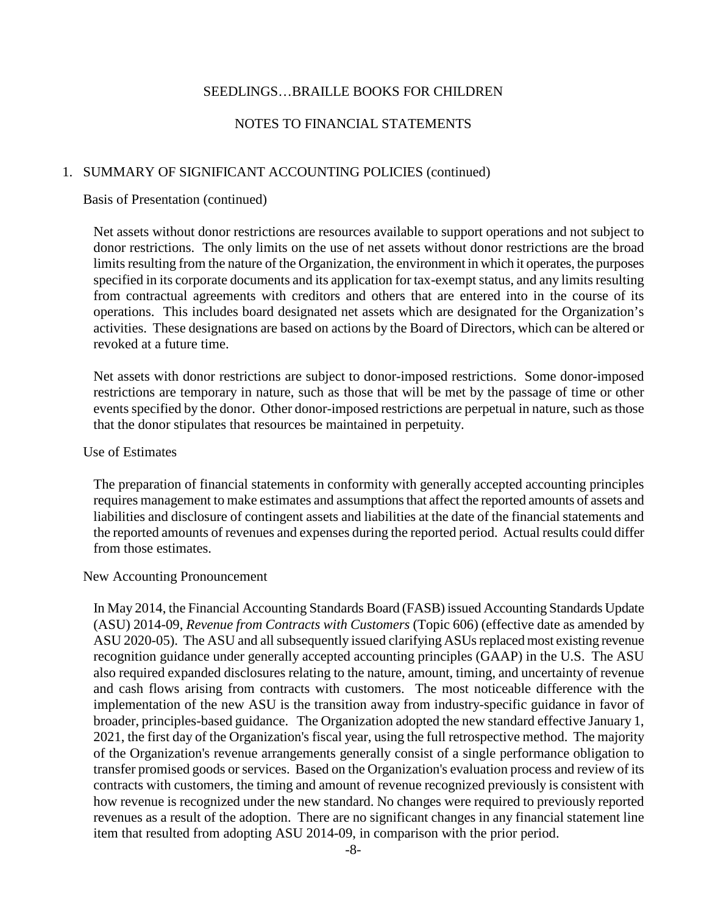# SEEDLINGS…BRAILLE BOOKS FOR CHILDREN

## NOTES TO FINANCIAL STATEMENTS

1. SUMMARY OF SIGNIFICANT ACCOUNTING POLICIES (continued)

### Basis of Presentation (continued)

Net assets without donor restrictions are resources available to support operations and not subject to donor restrictions. The only limits on the use of net assets without donor restrictions are the broad limits resulting from the nature of the Organization, the environment in which it operates, the purposes specified in its corporate documents and its application for tax-exempt status, and any limits resulting from contractual agreements with creditors and others that are entered into in the course of its operations. This includes board designated net assets which are designated for the Organization's activities. These designations are based on actions by the Board of Directors, which can be altered or revoked at a future time.

Net assets with donor restrictions are subject to donor-imposed restrictions. Some donor-imposed restrictions are temporary in nature, such as those that will be met by the passage of time or other events specified by the donor. Other donor-imposed restrictions are perpetual in nature, such as those that the donor stipulates that resources be maintained in perpetuity.

### Use of Estimates

The preparation of financial statements in conformity with generally accepted accounting principles requires management to make estimates and assumptions that affect the reported amounts of assets and liabilities and disclosure of contingent assets and liabilities at the date of the financial statements and the reported amounts of revenues and expenses during the reported period. Actual results could differ from those estimates.

### New Accounting Pronouncement

In May 2014, the Financial Accounting Standards Board (FASB) issued Accounting Standards Update (ASU) 2014-09, *Revenue from Contracts with Customers* (Topic 606) (effective date as amended by ASU 2020-05). The ASU and all subsequently issued clarifying ASUs replaced most existing revenue recognition guidance under generally accepted accounting principles (GAAP) in the U.S. The ASU also required expanded disclosures relating to the nature, amount, timing, and uncertainty of revenue and cash flows arising from contracts with customers. The most noticeable difference with the implementation of the new ASU is the transition away from industry-specific guidance in favor of broader, principles-based guidance. The Organization adopted the new standard effective January 1, 2021, the first day of the Organization's fiscal year, using the full retrospective method. The majority of the Organization's revenue arrangements generally consist of a single performance obligation to transfer promised goods or services. Based on the Organization's evaluation process and review of its contracts with customers, the timing and amount of revenue recognized previously is consistent with how revenue is recognized under the new standard. No changes were required to previously reported revenues as a result of the adoption. There are no significant changes in any financial statement line item that resulted from adopting ASU 2014-09, in comparison with the prior period.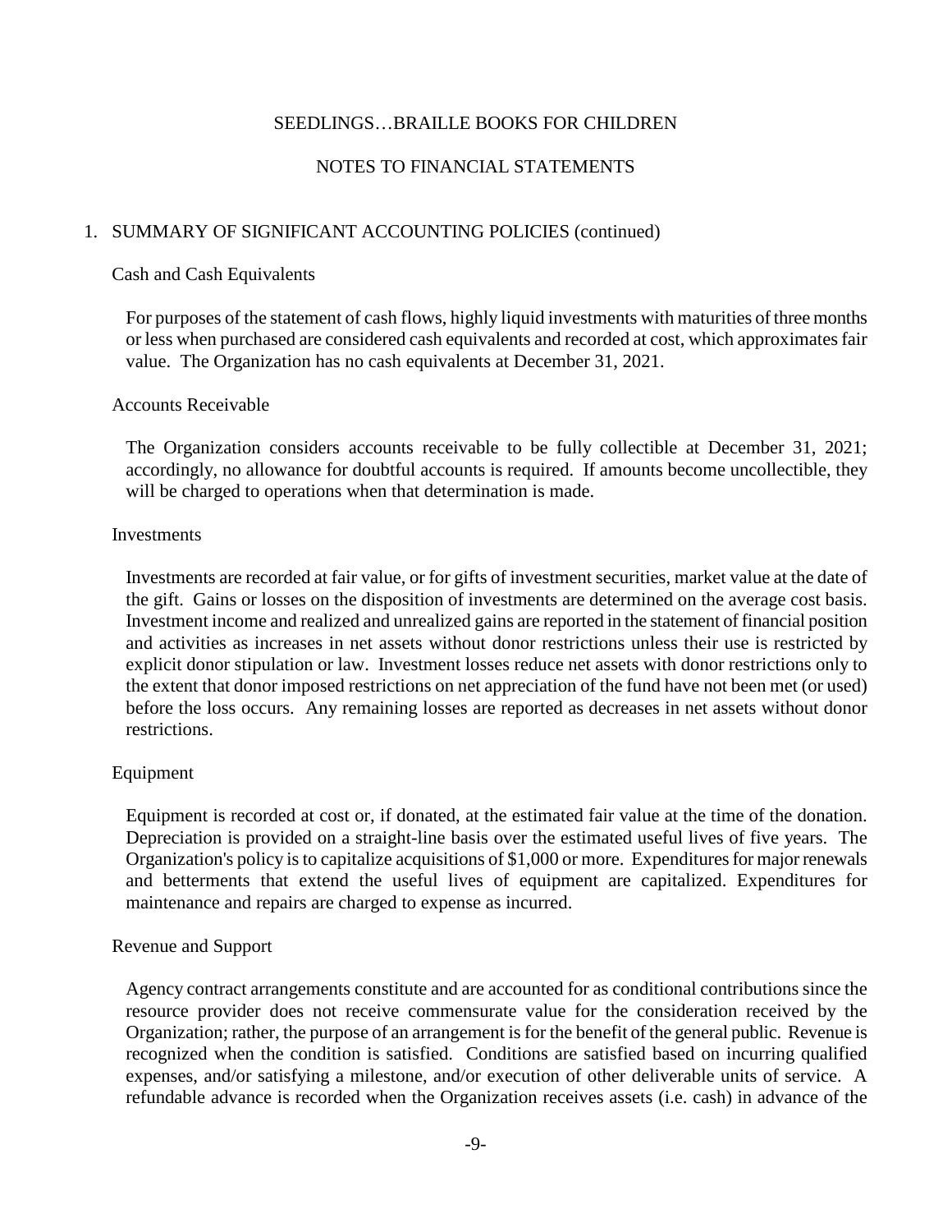SEEDLINGS…BRAILLE BOOKS FOR CHILDREN

NOTES TO FINANCIAL STATEMENTS

## 1. SUMMARY OF SIGNIFICANT ACCOUNTING POLICIES (continued)

### Cash and Cash Equivalents

For purposes of the statement of cash flows, highly liquid investments with maturities of three months or less when purchased are considered cash equivalents and recorded at cost, which approximates fair value. The Organization has no cash equivalents at December 31, 2021.

### Accounts Receivable

The Organization considers accounts receivable to be fully collectible at December 31, 2021; accordingly, no allowance for doubtful accounts is required. If amounts become uncollectible, they will be charged to operations when that determination is made.

### Investments

Investments are recorded at fair value, or for gifts of investment securities, market value at the date of the gift. Gains or losses on the disposition of investments are determined on the average cost basis. Investment income and realized and unrealized gains are reported in the statement of financial position and activities as increases in net assets without donor restrictions unless their use is restricted by explicit donor stipulation or law. Investment losses reduce net assets with donor restrictions only to the extent that donor imposed restrictions on net appreciation of the fund have not been met (or used) before the loss occurs. Any remaining losses are reported as decreases in net assets without donor restrictions.

### Equipment

Equipment is recorded at cost or, if donated, at the estimated fair value at the time of the donation. Depreciation is provided on a straight-line basis over the estimated useful lives of five years. The Organization's policy is to capitalize acquisitions of $1,000 or more. Expenditures for major renewals and betterments that extend the useful lives of equipment are capitalized. Expenditures for maintenance and repairs are charged to expense as incurred.

### Revenue and Support

Agency contract arrangements constitute and are accounted for as conditional contributions since the resource provider does not receive commensurate value for the consideration received by the Organization; rather, the purpose of an arrangement is for the benefit of the general public. Revenue is recognized when the condition is satisfied. Conditions are satisfied based on incurring qualified expenses, and/or satisfying a milestone, and/or execution of other deliverable units of service. A refundable advance is recorded when the Organization receives assets (i.e. cash) in advance of the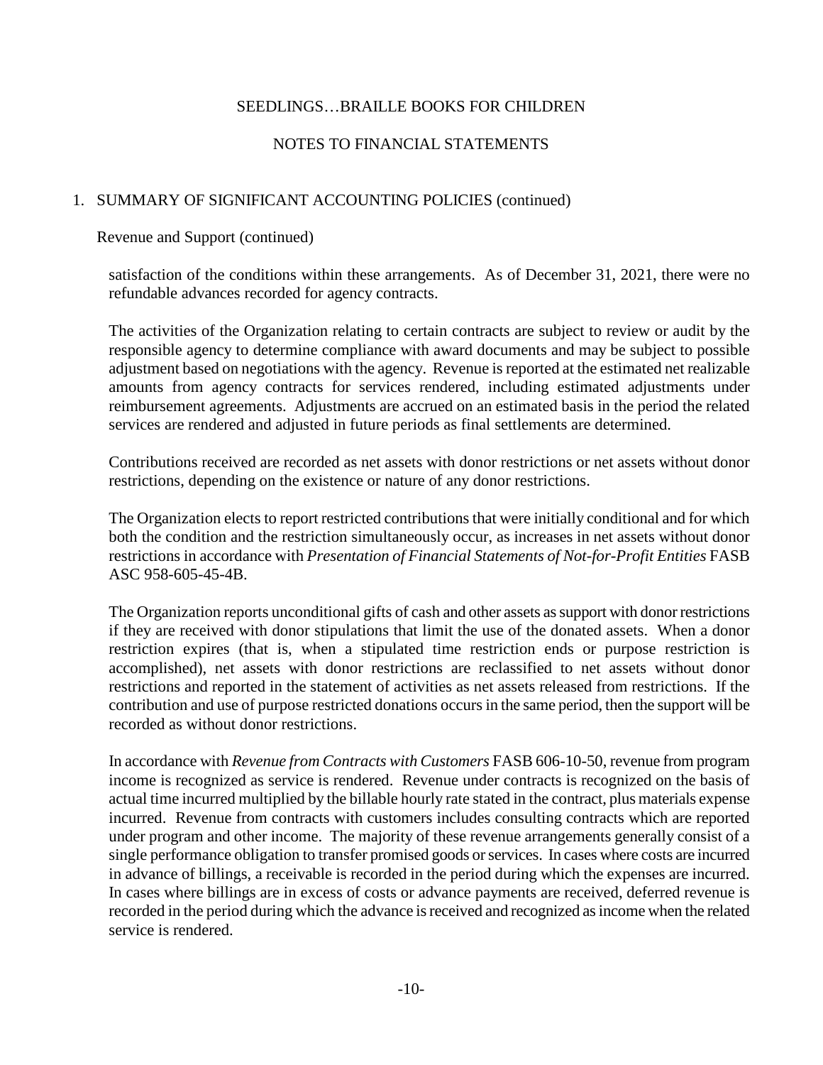## 1. SUMMARY OF SIGNIFICANT ACCOUNTING POLICIES (continued)

### Revenue and Support (continued)

satisfaction of the conditions within these arrangements. As of December 31, 2021, there were no refundable advances recorded for agency contracts.

The activities of the Organization relating to certain contracts are subject to review or audit by the responsible agency to determine compliance with award documents and may be subject to possible adjustment based on negotiations with the agency. Revenue is reported at the estimated net realizable amounts from agency contracts for services rendered, including estimated adjustments under reimbursement agreements. Adjustments are accrued on an estimated basis in the period the related services are rendered and adjusted in future periods as final settlements are determined.

Contributions received are recorded as net assets with donor restrictions or net assets without donor restrictions, depending on the existence or nature of any donor restrictions.

The Organization elects to report restricted contributions that were initially conditional and for which both the condition and the restriction simultaneously occur, as increases in net assets without donor restrictions in accordance with *Presentation of Financial Statements of Not-for-Profit Entities* FASB ASC 958-605-45-4B.

The Organization reports unconditional gifts of cash and other assets as support with donor restrictions if they are received with donor stipulations that limit the use of the donated assets. When a donor restriction expires (that is, when a stipulated time restriction ends or purpose restriction is accomplished), net assets with donor restrictions are reclassified to net assets without donor restrictions and reported in the statement of activities as net assets released from restrictions. If the contribution and use of purpose restricted donations occurs in the same period, then the support will be recorded as without donor restrictions.

In accordance with *Revenue from Contracts with Customers* FASB 606-10-50, revenue from program income is recognized as service is rendered. Revenue under contracts is recognized on the basis of actual time incurred multiplied by the billable hourly rate stated in the contract, plus materials expense incurred. Revenue from contracts with customers includes consulting contracts which are reported under program and other income. The majority of these revenue arrangements generally consist of a single performance obligation to transfer promised goods or services. In cases where costs are incurred in advance of billings, a receivable is recorded in the period during which the expenses are incurred. In cases where billings are in excess of costs or advance payments are received, deferred revenue is recorded in the period during which the advance is received and recognized as income when the related service is rendered.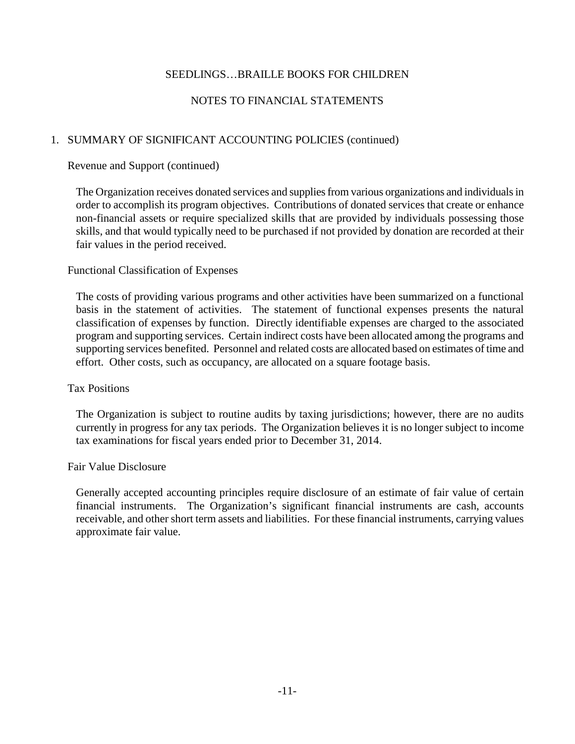# SEEDLINGS…BRAILLE BOOKS FOR CHILDREN

## NOTES TO FINANCIAL STATEMENTS

1. SUMMARY OF SIGNIFICANT ACCOUNTING POLICIES (continued)

### Revenue and Support (continued)

The Organization receives donated services and supplies from various organizations and individuals in order to accomplish its program objectives. Contributions of donated services that create or enhance non-financial assets or require specialized skills that are provided by individuals possessing those skills, and that would typically need to be purchased if not provided by donation are recorded at their fair values in the period received.

### Functional Classification of Expenses

The costs of providing various programs and other activities have been summarized on a functional basis in the statement of activities. The statement of functional expenses presents the natural classification of expenses by function. Directly identifiable expenses are charged to the associated program and supporting services. Certain indirect costs have been allocated among the programs and supporting services benefited. Personnel and related costs are allocated based on estimates of time and effort. Other costs, such as occupancy, are allocated on a square footage basis.

### Tax Positions

The Organization is subject to routine audits by taxing jurisdictions; however, there are no audits currently in progress for any tax periods. The Organization believes it is no longer subject to income tax examinations for fiscal years ended prior to December 31, 2014.

### Fair Value Disclosure

Generally accepted accounting principles require disclosure of an estimate of fair value of certain financial instruments. The Organization's significant financial instruments are cash, accounts receivable, and other short term assets and liabilities. For these financial instruments, carrying values approximate fair value.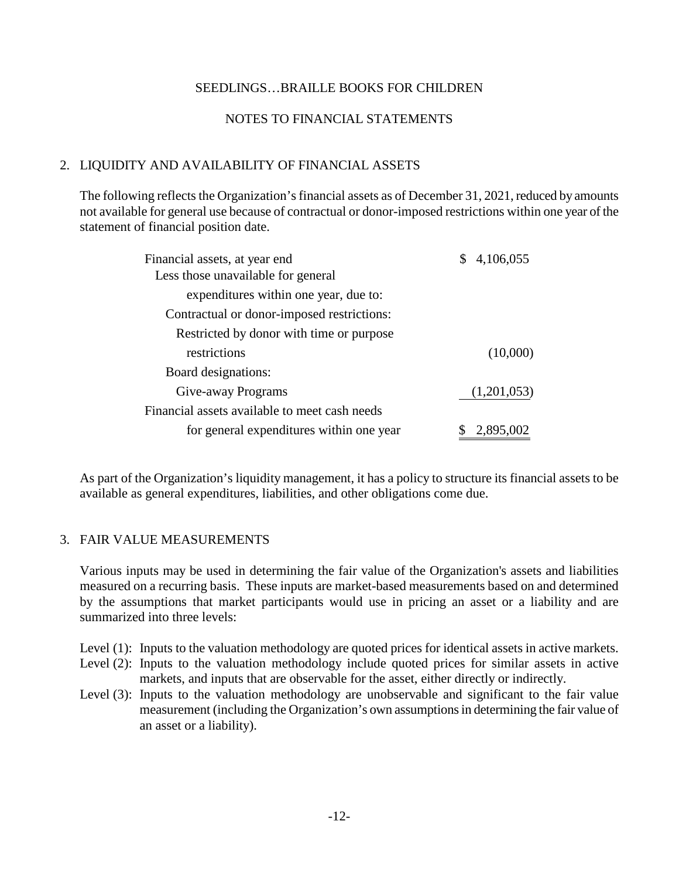SEEDLINGS…BRAILLE BOOKS FOR CHILDREN

NOTES TO FINANCIAL STATEMENTS

## 2. LIQUIDITY AND AVAILABILITY OF FINANCIAL ASSETS

The following reflects the Organization's financial assets as of December 31, 2021, reduced by amounts not available for general use because of contractual or donor-imposed restrictions within one year of the statement of financial position date.

| | |
|---|---|
| Financial assets, at year end | $ 4,106,055 |
| Less those unavailable for general expenditures within one year, due to: | |
| Contractual or donor-imposed restrictions: | |
| Restricted by donor with time or purpose restrictions | (10,000) |
| Board designations: | |
| Give-away Programs | (1,201,053) |
| Financial assets available to meet cash needs for general expenditures within one year | $ 2,895,002 |

As part of the Organization's liquidity management, it has a policy to structure its financial assets to be available as general expenditures, liabilities, and other obligations come due.

## 3. FAIR VALUE MEASUREMENTS

Various inputs may be used in determining the fair value of the Organization's assets and liabilities measured on a recurring basis. These inputs are market-based measurements based on and determined by the assumptions that market participants would use in pricing an asset or a liability and are summarized into three levels:

- Level (1): Inputs to the valuation methodology are quoted prices for identical assets in active markets.
- Level (2): Inputs to the valuation methodology include quoted prices for similar assets in active markets, and inputs that are observable for the asset, either directly or indirectly.
- Level (3): Inputs to the valuation methodology are unobservable and significant to the fair value measurement (including the Organization's own assumptions in determining the fair value of an asset or a liability).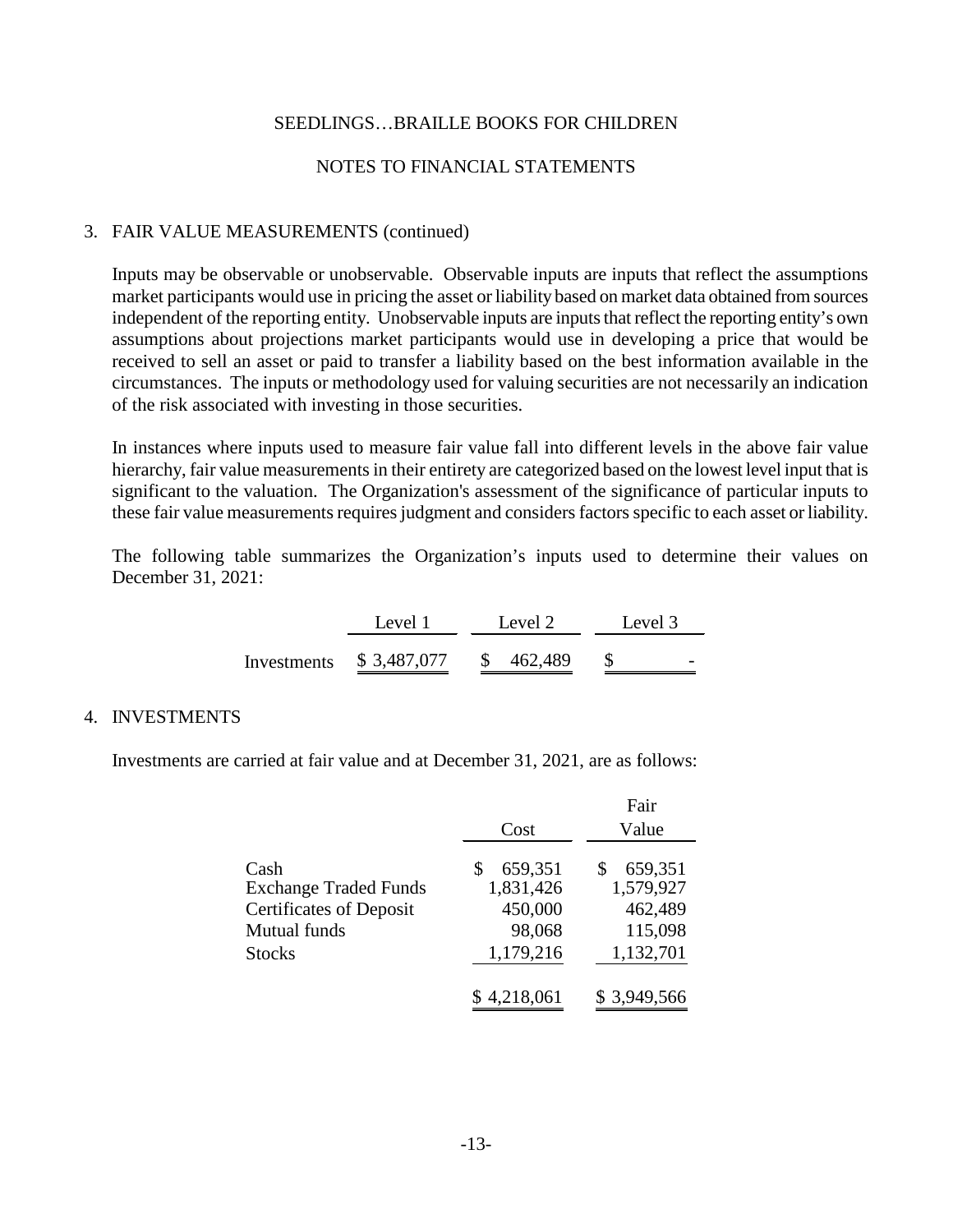SEEDLINGS…BRAILLE BOOKS FOR CHILDREN

NOTES TO FINANCIAL STATEMENTS

## 3. FAIR VALUE MEASUREMENTS (continued)

Inputs may be observable or unobservable. Observable inputs are inputs that reflect the assumptions market participants would use in pricing the asset or liability based on market data obtained from sources independent of the reporting entity. Unobservable inputs are inputs that reflect the reporting entity's own assumptions about projections market participants would use in developing a price that would be received to sell an asset or paid to transfer a liability based on the best information available in the circumstances. The inputs or methodology used for valuing securities are not necessarily an indication of the risk associated with investing in those securities.

In instances where inputs used to measure fair value fall into different levels in the above fair value hierarchy, fair value measurements in their entirety are categorized based on the lowest level input that is significant to the valuation. The Organization's assessment of the significance of particular inputs to these fair value measurements requires judgment and considers factors specific to each asset or liability.

The following table summarizes the Organization's inputs used to determine their values on December 31, 2021:

| | Level 1 | Level 2 | Level 3 |
|---|---|---|---|
| Investments | $ 3,487,077 | $ 462,489 | $ - |

## 4. INVESTMENTS

Investments are carried at fair value and at December 31, 2021, are as follows:

| | Cost | Fair Value |
|---|---|---|
| Cash | $ 659,351 | $ 659,351 |
| Exchange Traded Funds | 1,831,426 | 1,579,927 |
| Certificates of Deposit | 450,000 | 462,489 |
| Mutual funds | 98,068 | 115,098 |
| Stocks | 1,179,216 | 1,132,701 |
| | $ 4,218,061 | $ 3,949,566 |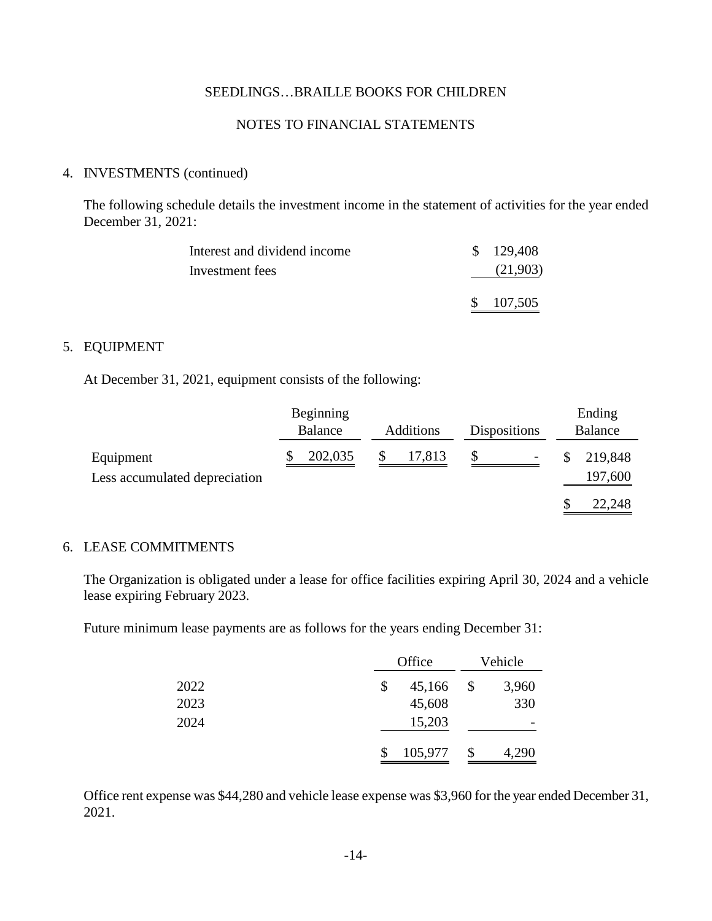SEEDLINGS…BRAILLE BOOKS FOR CHILDREN

NOTES TO FINANCIAL STATEMENTS

4. INVESTMENTS (continued)

The following schedule details the investment income in the statement of activities for the year ended December 31, 2021:

| | |
|---|---|
| Interest and dividend income | $ 129,408 |
| Investment fees | (21,903) |
| | $ 107,505 |

5. EQUIPMENT

At December 31, 2021, equipment consists of the following:

| | Beginning Balance | Additions | Dispositions | Ending Balance |
|---|---|---|---|---|
| Equipment | $ 202,035 | $ 17,813 | $ - | $ 219,848 |
| Less accumulated depreciation | | | | 197,600 |
| | | | | $ 22,248 |

6. LEASE COMMITMENTS

The Organization is obligated under a lease for office facilities expiring April 30, 2024 and a vehicle lease expiring February 2023.

Future minimum lease payments are as follows for the years ending December 31:

| | Office | Vehicle |
|---|---|---|
| 2022 | $ 45,166 | $ 3,960 |
| 2023 | 45,608 | 330 |
| 2024 | 15,203 | - |
| | $ 105,977 | $ 4,290 |

Office rent expense was $44,280 and vehicle lease expense was $3,960 for the year ended December 31, 2021.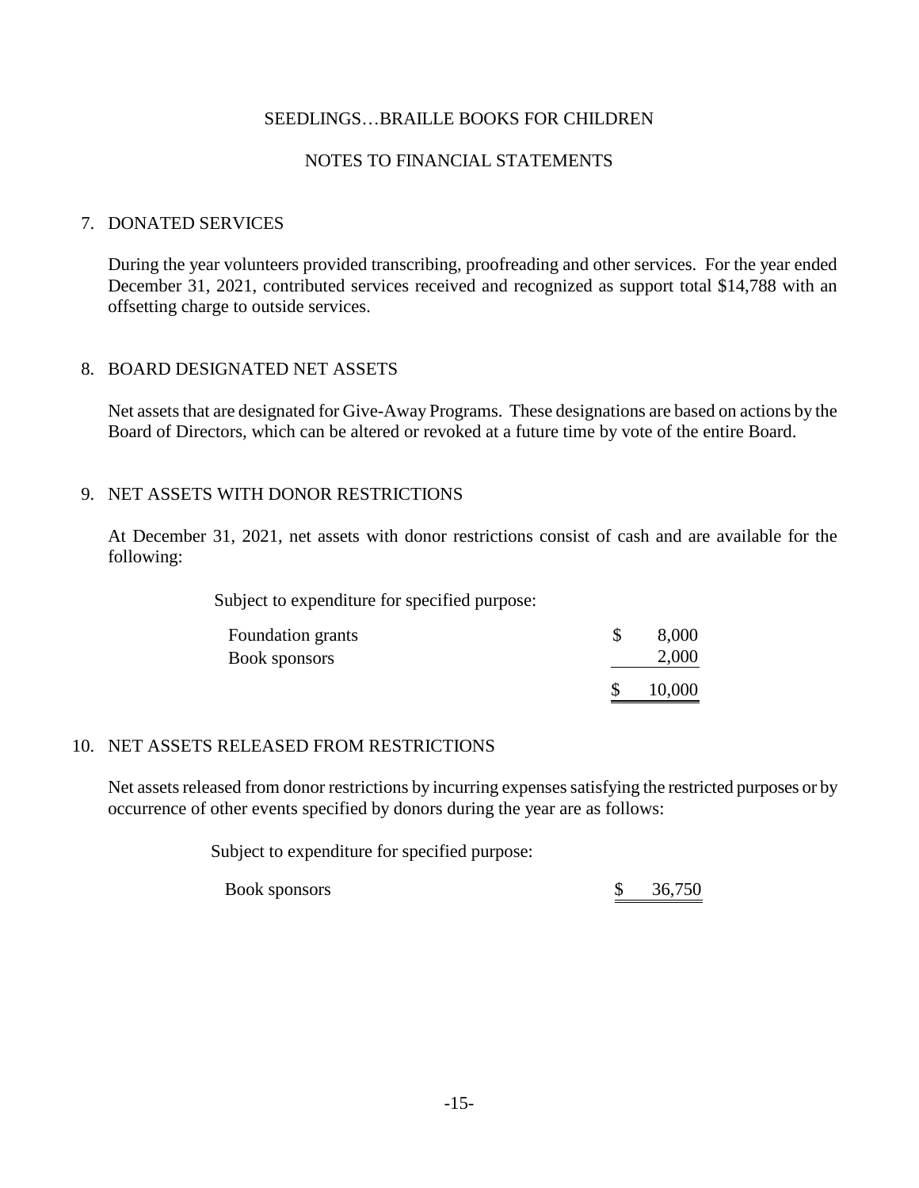SEEDLINGS…BRAILLE BOOKS FOR CHILDREN

NOTES TO FINANCIAL STATEMENTS

## 7. DONATED SERVICES

During the year volunteers provided transcribing, proofreading and other services. For the year ended December 31, 2021, contributed services received and recognized as support total $14,788 with an offsetting charge to outside services.

## 8. BOARD DESIGNATED NET ASSETS

Net assets that are designated for Give-Away Programs. These designations are based on actions by the Board of Directors, which can be altered or revoked at a future time by vote of the entire Board.

## 9. NET ASSETS WITH DONOR RESTRICTIONS

At December 31, 2021, net assets with donor restrictions consist of cash and are available for the following:

| Subject to expenditure for specified purpose: | |
|---|---|
| Foundation grants | $ 8,000 |
| Book sponsors | 2,000 |
| | $ 10,000 |

## 10. NET ASSETS RELEASED FROM RESTRICTIONS

Net assets released from donor restrictions by incurring expenses satisfying the restricted purposes or by occurrence of other events specified by donors during the year are as follows:

| Subject to expenditure for specified purpose: | |
|---|---|
| Book sponsors | $ 36,750 |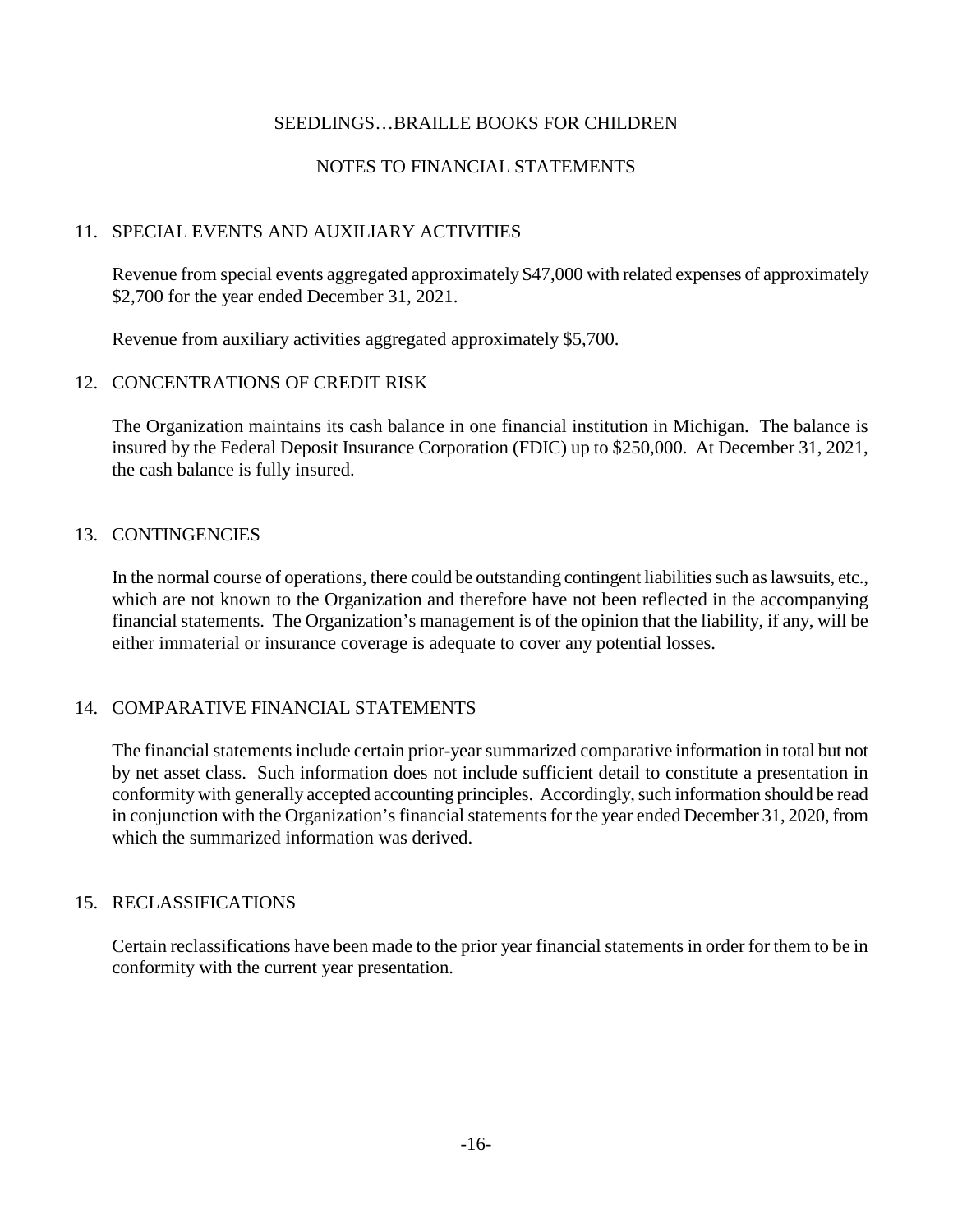SEEDLINGS…BRAILLE BOOKS FOR CHILDREN

NOTES TO FINANCIAL STATEMENTS

## 11. SPECIAL EVENTS AND AUXILIARY ACTIVITIES

Revenue from special events aggregated approximately $47,000 with related expenses of approximately $2,700 for the year ended December 31, 2021.

Revenue from auxiliary activities aggregated approximately $5,700.

## 12. CONCENTRATIONS OF CREDIT RISK

The Organization maintains its cash balance in one financial institution in Michigan. The balance is insured by the Federal Deposit Insurance Corporation (FDIC) up to $250,000. At December 31, 2021, the cash balance is fully insured.

## 13. CONTINGENCIES

In the normal course of operations, there could be outstanding contingent liabilities such as lawsuits, etc., which are not known to the Organization and therefore have not been reflected in the accompanying financial statements. The Organization's management is of the opinion that the liability, if any, will be either immaterial or insurance coverage is adequate to cover any potential losses.

## 14. COMPARATIVE FINANCIAL STATEMENTS

The financial statements include certain prior-year summarized comparative information in total but not by net asset class. Such information does not include sufficient detail to constitute a presentation in conformity with generally accepted accounting principles. Accordingly, such information should be read in conjunction with the Organization's financial statements for the year ended December 31, 2020, from which the summarized information was derived.

## 15. RECLASSIFICATIONS

Certain reclassifications have been made to the prior year financial statements in order for them to be in conformity with the current year presentation.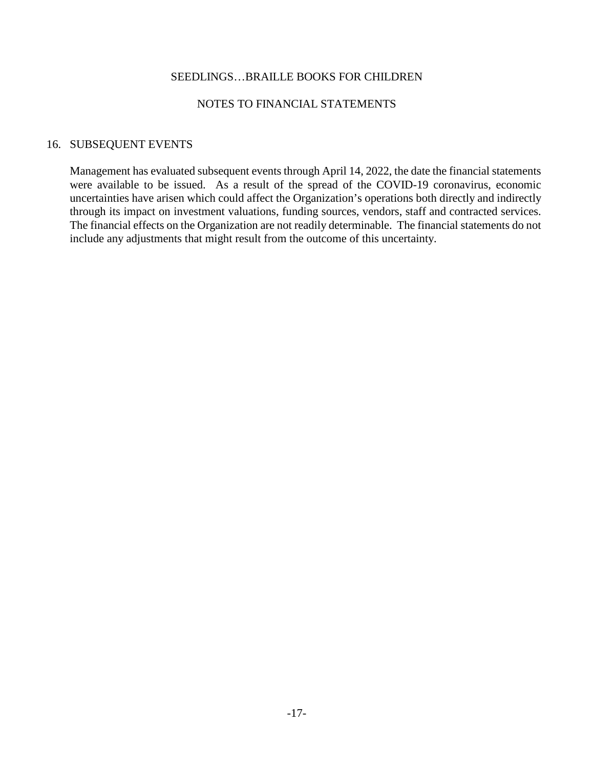## 16. SUBSEQUENT EVENTS

Management has evaluated subsequent events through April 14, 2022, the date the financial statements were available to be issued. As a result of the spread of the COVID-19 coronavirus, economic uncertainties have arisen which could affect the Organization's operations both directly and indirectly through its impact on investment valuations, funding sources, vendors, staff and contracted services. The financial effects on the Organization are not readily determinable. The financial statements do not include any adjustments that might result from the outcome of this uncertainty.